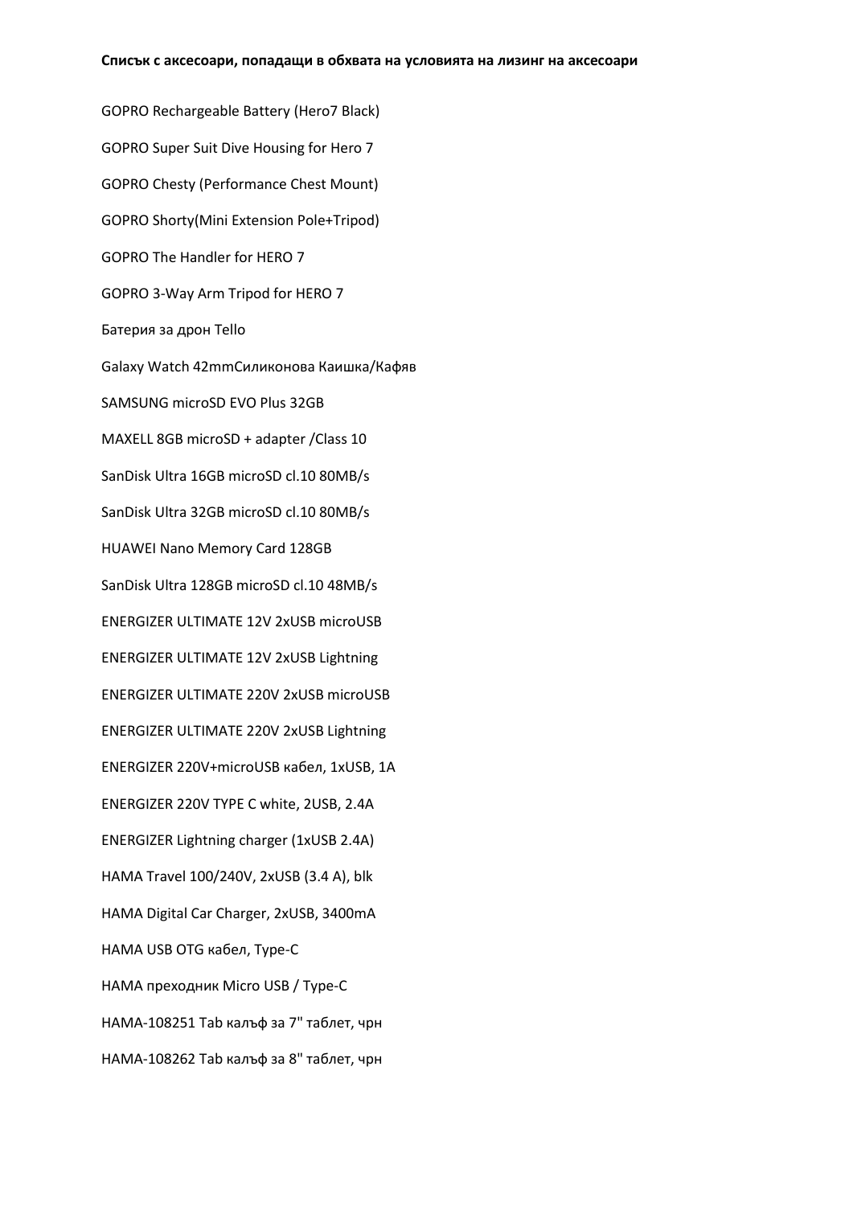**Списък с аксесоари, попадащи в обхвата на условията на лизинг на аксесоари**

GOPRO Rechargeable Battery (Hero7 Black)

GOPRO Super Suit Dive Housing for Hero 7

GOPRO Chesty (Performance Chest Mount)

GOPRO Shorty(Mini Extension Pole+Tripod)

GOPRO The Handler for HERO 7

GOPRO 3-Way Arm Tripod for HERO 7

Батерия за дрон Tello

Galaxy Watch 42mmСиликонова Каишка/Кафяв

SAMSUNG microSD EVO Plus 32GB

MAXELL 8GB microSD + adapter /Class 10

SanDisk Ultra 16GB microSD cl.10 80MB/s

SanDisk Ultra 32GB microSD cl.10 80MB/s

HUAWEI Nano Memory Card 128GB

SanDisk Ultra 128GB microSD cl.10 48MB/s

ENERGIZER ULTIMATE 12V 2xUSB microUSB

ENERGIZER ULTIMATE 12V 2xUSB Lightning

ENERGIZER ULTIMATE 220V 2xUSB microUSB

ENERGIZER ULTIMATE 220V 2xUSB Lightning

ENERGIZER 220V+microUSB кабел, 1xUSB, 1A

ENERGIZER 220V TYPE C white, 2USB, 2.4A

ENERGIZER Lightning charger (1xUSB 2.4A)

HAMA Travel 100/240V, 2xUSB (3.4 A), blk

HAMA Digital Car Charger, 2xUSB, 3400mA

HAMA USB OTG кабел, Type-C

HAMA преходник Micro USB / Type-C

HAMA-108251 Tab калъф за 7" таблет, чрн

HAMA-108262 Tab калъф за 8" таблет, чрн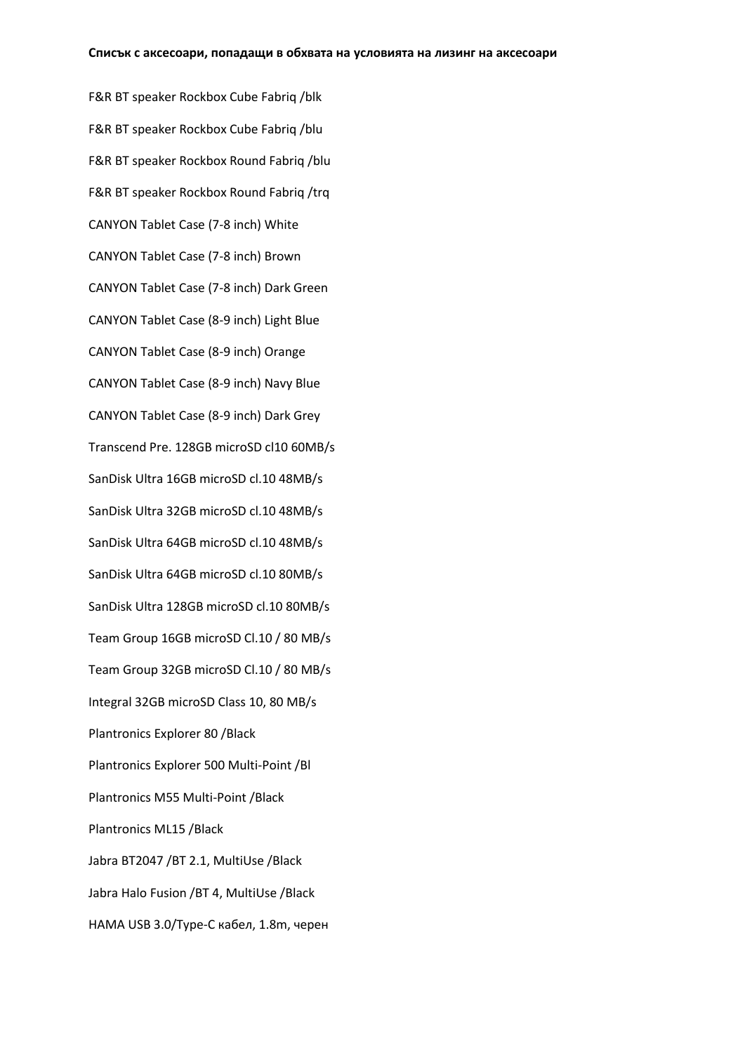**Списък с аксесоари, попадащи в обхвата на условията на лизинг на аксесоари**

F&R BT speaker Rockbox Cube Fabriq /blk

F&R BT speaker Rockbox Cube Fabriq /blu

F&R BT speaker Rockbox Round Fabriq /blu

F&R BT speaker Rockbox Round Fabriq /trq

CANYON Tablet Case (7-8 inch) White

CANYON Tablet Case (7-8 inch) Brown

CANYON Tablet Case (7-8 inch) Dark Green

CANYON Tablet Case (8-9 inch) Light Blue

CANYON Tablet Case (8-9 inch) Orange

CANYON Tablet Case (8-9 inch) Navy Blue

CANYON Tablet Case (8-9 inch) Dark Grey

Transcend Pre. 128GB microSD cl10 60MB/s

SanDisk Ultra 16GB microSD cl.10 48MB/s

SanDisk Ultra 32GB microSD cl.10 48MB/s

SanDisk Ultra 64GB microSD cl.10 48MB/s

SanDisk Ultra 64GB microSD cl.10 80MB/s

SanDisk Ultra 128GB microSD cl.10 80MB/s

Team Group 16GB microSD Cl.10 / 80 MB/s

Team Group 32GB microSD Cl.10 / 80 MB/s

Integral 32GB microSD Class 10, 80 MB/s

Plantronics Explorer 80 /Black

Plantronics Explorer 500 Multi-Point /Bl

Plantronics M55 Multi-Point /Black

Plantronics ML15 /Black

Jabra BT2047 /BT 2.1, MultiUse /Black

Jabra Halo Fusion /BT 4, MultiUse /Black

HAMA USB 3.0/Type-C кабел, 1.8m, черен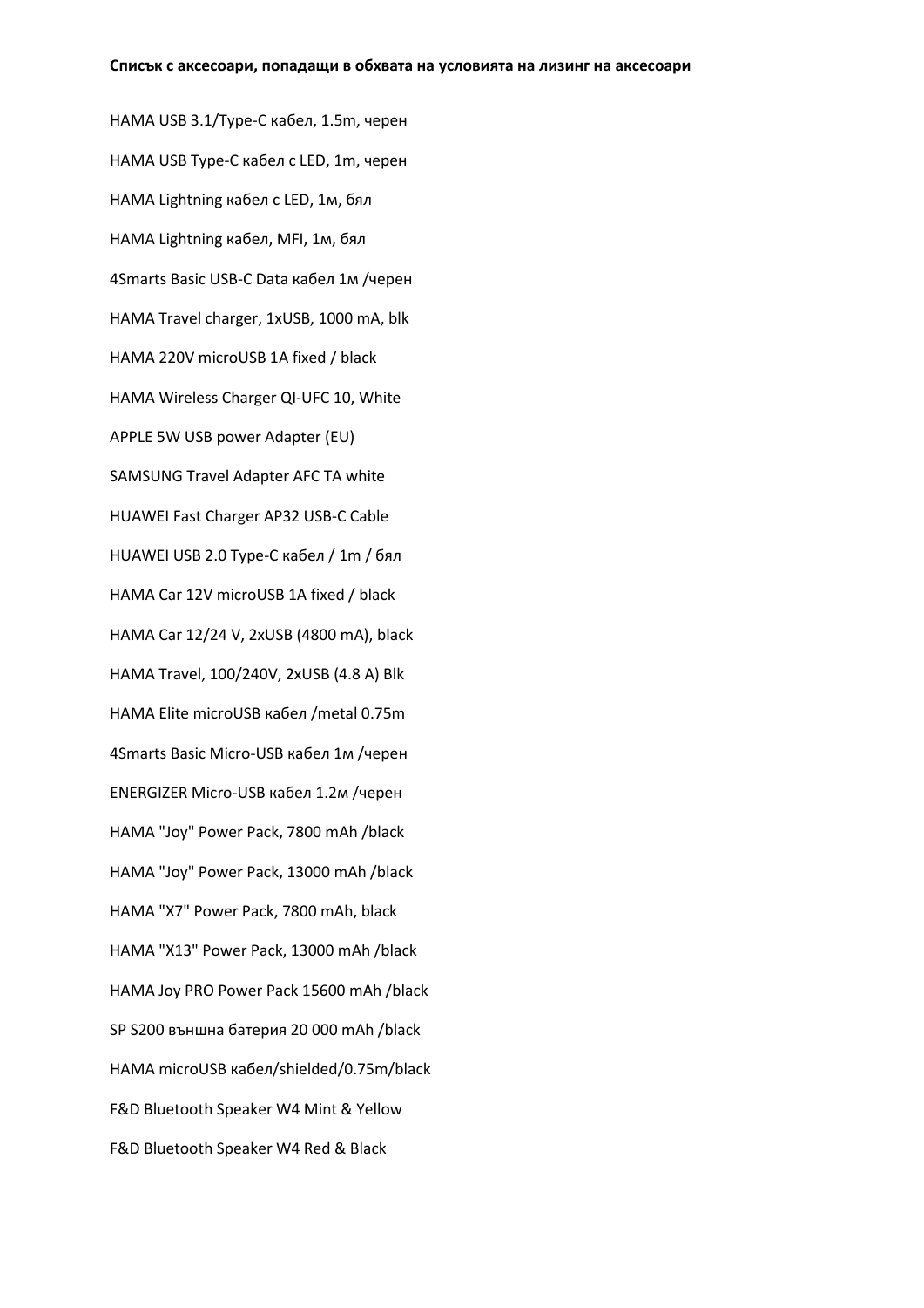**Списък с аксесоари, попадащи в обхвата на условията на лизинг на аксесоари**

HAMA USB 3.1/Type-C кабел, 1.5m, черен

HAMA USB Type-C кабел с LED, 1m, черен

HAMA Lightning кабел с LED, 1м, бял

HAMA Lightning кабел, MFI, 1м, бял

4Smarts Basic USB-C Data кабел 1м /черен

HAMA Travel charger, 1xUSB, 1000 mA, blk

HAMA 220V microUSB 1A fixed / black

HAMA Wireless Charger QI-UFC 10, White

APPLE 5W USB power Adapter (EU)

SAMSUNG Travel Adapter AFC TA white

HUAWEI Fast Charger AP32 USB-C Cable

HUAWEI USB 2.0 Type-C кабел / 1m / бял

HAMA Car 12V microUSB 1A fixed / black

HAMA Car 12/24 V, 2xUSB (4800 mA), black

HAMA Travel, 100/240V, 2xUSB (4.8 A) Blk

HAMA Elite microUSB кабел /metal 0.75m

4Smarts Basic Micro-USB кабел 1м /черен

ENERGIZER Micro-USB кабел 1.2м /черен

HAMA "Joy" Power Pack, 7800 mAh /black

HAMA "Joy" Power Pack, 13000 mAh /black

HAMA "X7" Power Pack, 7800 mAh, black

HAMA "X13" Power Pack, 13000 mAh /black

HAMA Joy PRO Power Pack 15600 mAh /black

SP S200 външна батерия 20 000 mAh /black

HAMA microUSB кабел/shielded/0.75m/black

F&D Bluetooth Speaker W4 Mint & Yellow

F&D Bluetooth Speaker W4 Red & Black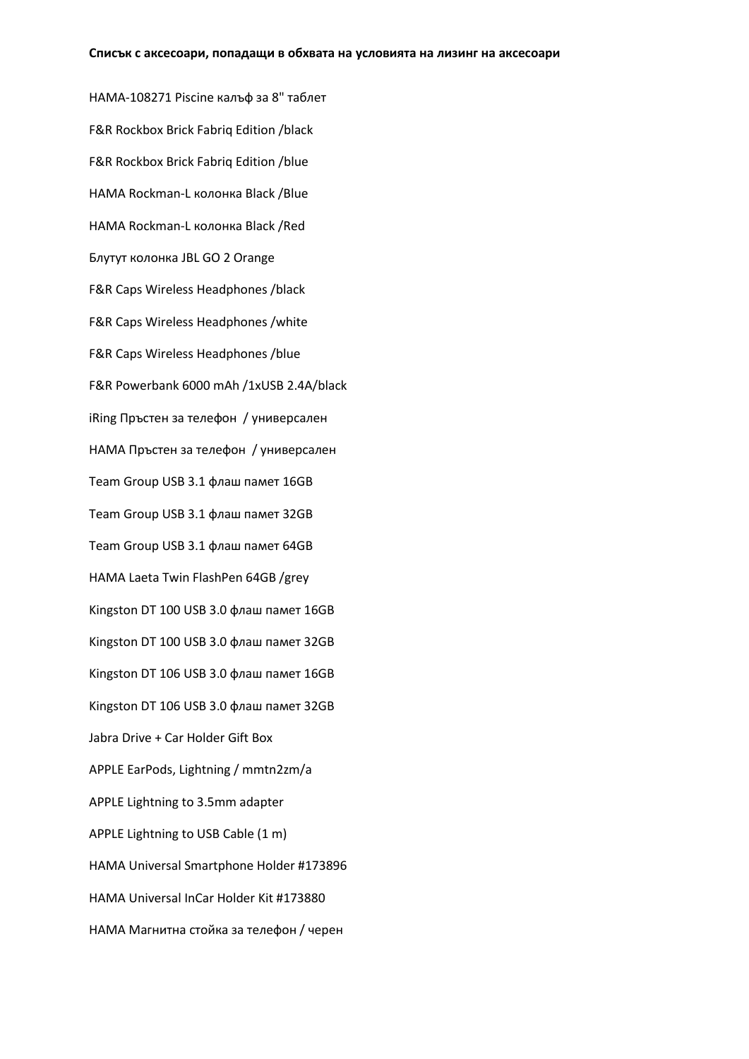**Списък с аксесоари, попадащи в обхвата на условията на лизинг на аксесоари**

HAMA-108271 Piscine калъф за 8" таблет

F&R Rockbox Brick Fabriq Edition /black

F&R Rockbox Brick Fabriq Edition /blue

HAMA Rockman-L колонка Black /Blue

HAMA Rockman-L колонка Black /Red

Блутут колонка JBL GO 2 Orange

F&R Caps Wireless Headphones /black

F&R Caps Wireless Headphones /white

F&R Caps Wireless Headphones /blue

F&R Powerbank 6000 mAh /1xUSB 2.4A/black

iRing Пръстен за телефон / универсален

HAMA Пръстен за телефон / универсален

Team Group USB 3.1 флаш памет 16GB

Team Group USB 3.1 флаш памет 32GB

Team Group USB 3.1 флаш памет 64GB

HAMA Laeta Twin FlashPen 64GB /grey

Kingston DT 100 USB 3.0 флаш памет 16GB

Kingston DT 100 USB 3.0 флаш памет 32GB

Kingston DT 106 USB 3.0 флаш памет 16GB

Kingston DT 106 USB 3.0 флаш памет 32GB

Jabra Drive + Car Holder Gift Box

APPLE EarPods, Lightning / mmtn2zm/a

APPLE Lightning to 3.5mm adapter

APPLE Lightning to USB Cable (1 m)

HAMA Universal Smartphone Holder #173896

HAMA Universal InCar Holder Kit #173880

HAMA Магнитна стойка за телефон / черен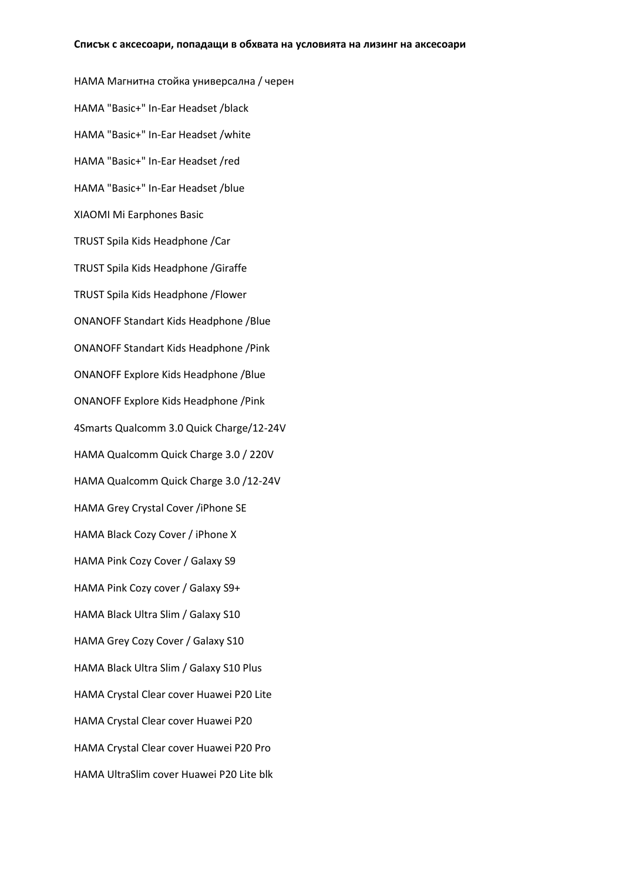**Списък с аксесоари, попадащи в обхвата на условията на лизинг на аксесоари**

HAMA Магнитна стойка универсална / черен

HAMA "Basic+" In-Ear Headset /black

HAMA "Basic+" In-Ear Headset /white

HAMA "Basic+" In-Ear Headset /red

HAMA "Basic+" In-Ear Headset /blue

XIAOMI Mi Earphones Basic

TRUST Spila Kids Headphone /Car

TRUST Spila Kids Headphone /Giraffe

TRUST Spila Kids Headphone /Flower

ONANOFF Standart Kids Headphone /Blue

ONANOFF Standart Kids Headphone /Pink

ONANOFF Explore Kids Headphone /Blue

ONANOFF Explore Kids Headphone /Pink

4Smarts Qualcomm 3.0 Quick Charge/12-24V

HAMA Qualcomm Quick Charge 3.0 / 220V

HAMA Qualcomm Quick Charge 3.0 /12-24V

HAMA Grey Crystal Cover /iPhone SE

HAMA Black Cozy Cover / iPhone X

HAMA Pink Cozy Cover / Galaxy S9

HAMA Pink Cozy cover / Galaxy S9+

HAMA Black Ultra Slim / Galaxy S10

HAMA Grey Cozy Cover / Galaxy S10

HAMA Black Ultra Slim / Galaxy S10 Plus

HAMA Crystal Clear cover Huawei P20 Lite

HAMA Crystal Clear cover Huawei P20

HAMA Crystal Clear cover Huawei P20 Pro

HAMA UltraSlim cover Huawei P20 Lite blk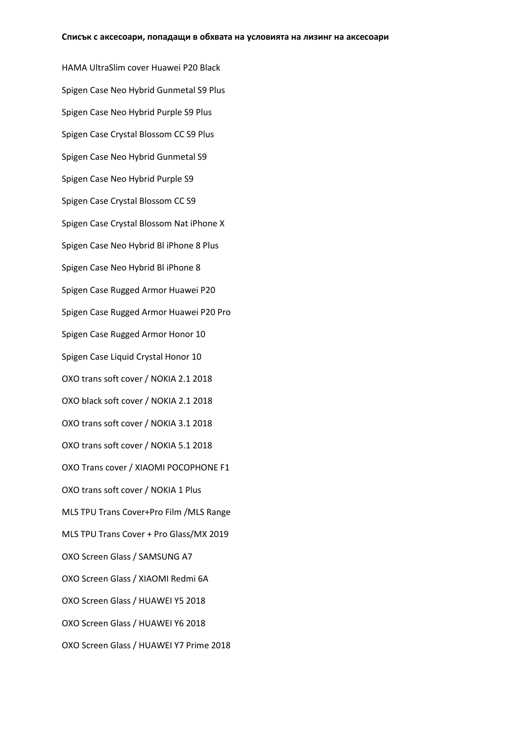**Списък с аксесоари, попадащи в обхвата на условията на лизинг на аксесоари**

HAMA UltraSlim cover Huawei P20 Black

Spigen Case Neo Hybrid Gunmetal S9 Plus

Spigen Case Neo Hybrid Purple S9 Plus

Spigen Case Crystal Blossom CC S9 Plus

Spigen Case Neo Hybrid Gunmetal S9

Spigen Case Neo Hybrid Purple S9

Spigen Case Crystal Blossom CC S9

Spigen Case Crystal Blossom Nat iPhone X

Spigen Case Neo Hybrid Bl iPhone 8 Plus

Spigen Case Neo Hybrid Bl iPhone 8

Spigen Case Rugged Armor Huawei P20

Spigen Case Rugged Armor Huawei P20 Pro

Spigen Case Rugged Armor Honor 10

Spigen Case Liquid Crystal Honor 10

OXO trans soft cover / NOKIA 2.1 2018

OXO black soft cover / NOKIA 2.1 2018

OXO trans soft cover / NOKIA 3.1 2018

OXO trans soft cover / NOKIA 5.1 2018

OXO Trans cover / XIAOMI POCOPHONE F1

OXO trans soft cover / NOKIA 1 Plus

MLS TPU Trans Cover+Pro Film /MLS Range

MLS TPU Trans Cover + Pro Glass/MX 2019

OXO Screen Glass / SAMSUNG A7

OXO Screen Glass / XIAOMI Redmi 6A

OXO Screen Glass / HUAWEI Y5 2018

OXO Screen Glass / HUAWEI Y6 2018

OXO Screen Glass / HUAWEI Y7 Prime 2018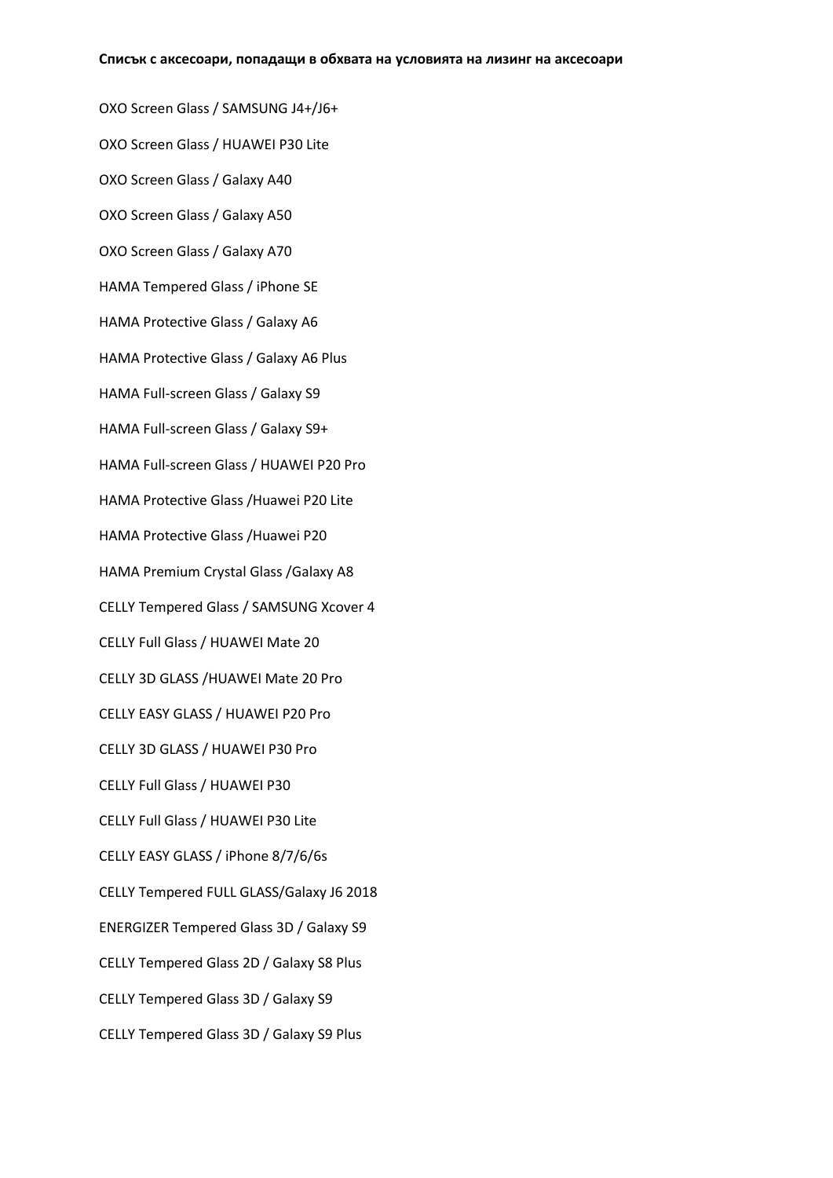**Списък с аксесоари, попадащи в обхвата на условията на лизинг на аксесоари**

OXO Screen Glass / SAMSUNG J4+/J6+

OXO Screen Glass / HUAWEI P30 Lite

OXO Screen Glass / Galaxy A40

OXO Screen Glass / Galaxy A50

OXO Screen Glass / Galaxy A70

HAMA Tempered Glass / iPhone SE

HAMA Protective Glass / Galaxy A6

HAMA Protective Glass / Galaxy A6 Plus

HAMA Full-screen Glass / Galaxy S9

HAMA Full-screen Glass / Galaxy S9+

HAMA Full-screen Glass / HUAWEI P20 Pro

HAMA Protective Glass /Huawei P20 Lite

HAMA Protective Glass /Huawei P20

HAMA Premium Crystal Glass /Galaxy A8

CELLY Tempered Glass / SAMSUNG Xcover 4

CELLY Full Glass / HUAWEI Mate 20

CELLY 3D GLASS /HUAWEI Mate 20 Pro

CELLY EASY GLASS / HUAWEI P20 Pro

CELLY 3D GLASS / HUAWEI P30 Pro

CELLY Full Glass / HUAWEI P30

CELLY Full Glass / HUAWEI P30 Lite

CELLY EASY GLASS / iPhone 8/7/6/6s

CELLY Tempered FULL GLASS/Galaxy J6 2018

ENERGIZER Tempered Glass 3D / Galaxy S9

CELLY Tempered Glass 2D / Galaxy S8 Plus

CELLY Tempered Glass 3D / Galaxy S9

CELLY Tempered Glass 3D / Galaxy S9 Plus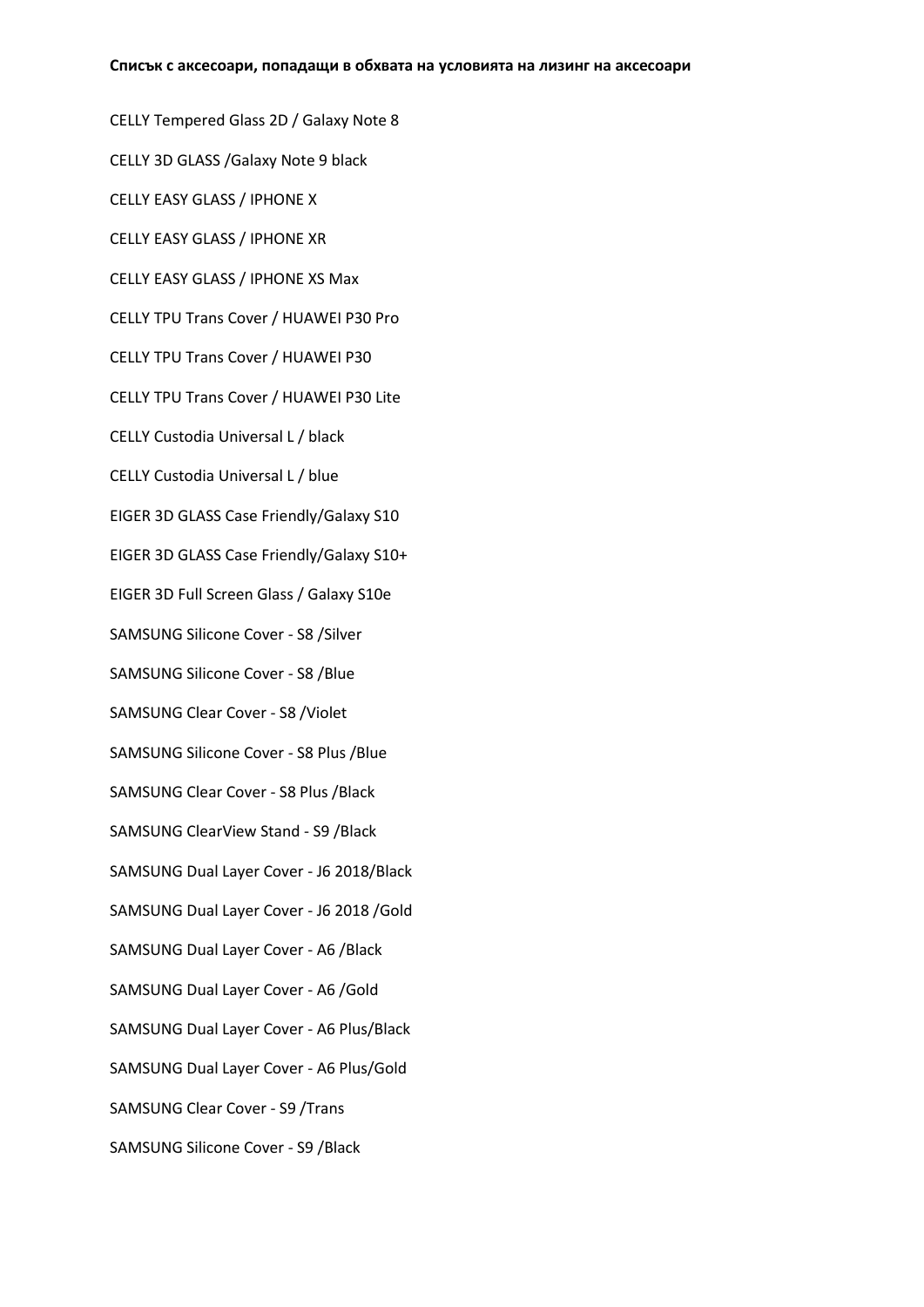**Списък с аксесоари, попадащи в обхвата на условията на лизинг на аксесоари**

CELLY Tempered Glass 2D / Galaxy Note 8

CELLY 3D GLASS /Galaxy Note 9 black

CELLY EASY GLASS / IPHONE X

CELLY EASY GLASS / IPHONE XR

CELLY EASY GLASS / IPHONE XS Max

CELLY TPU Trans Cover / HUAWEI P30 Pro

CELLY TPU Trans Cover / HUAWEI P30

CELLY TPU Trans Cover / HUAWEI P30 Lite

CELLY Custodia Universal L / black

CELLY Custodia Universal L / blue

EIGER 3D GLASS Case Friendly/Galaxy S10

EIGER 3D GLASS Case Friendly/Galaxy S10+

EIGER 3D Full Screen Glass / Galaxy S10e

SAMSUNG Silicone Cover - S8 /Silver

SAMSUNG Silicone Cover - S8 /Blue

SAMSUNG Clear Cover - S8 /Violet

SAMSUNG Silicone Cover - S8 Plus /Blue

SAMSUNG Clear Cover - S8 Plus /Black

SAMSUNG ClearView Stand - S9 /Black

SAMSUNG Dual Layer Cover - J6 2018/Black

SAMSUNG Dual Layer Cover - J6 2018 /Gold

SAMSUNG Dual Layer Cover - A6 /Black

SAMSUNG Dual Layer Cover - A6 /Gold

SAMSUNG Dual Layer Cover - A6 Plus/Black

SAMSUNG Dual Layer Cover - A6 Plus/Gold

SAMSUNG Clear Cover - S9 /Trans

SAMSUNG Silicone Cover - S9 /Black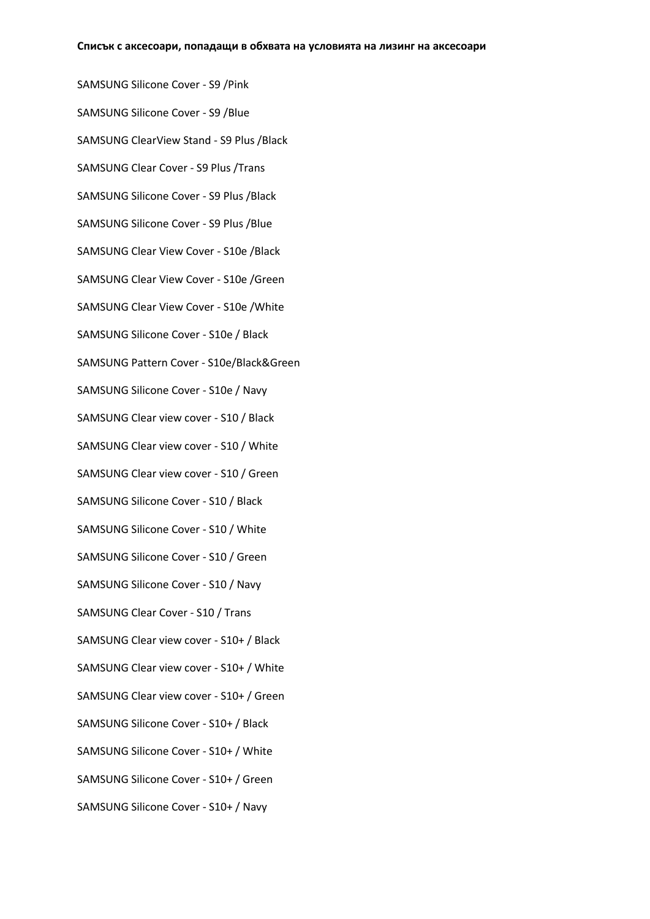**Списък с аксесоари, попадащи в обхвата на условията на лизинг на аксесоари**

SAMSUNG Silicone Cover - S9 /Pink

SAMSUNG Silicone Cover - S9 /Blue

SAMSUNG ClearView Stand - S9 Plus /Black

SAMSUNG Clear Cover - S9 Plus /Trans

SAMSUNG Silicone Cover - S9 Plus /Black

SAMSUNG Silicone Cover - S9 Plus /Blue

SAMSUNG Clear View Cover - S10e /Black

SAMSUNG Clear View Cover - S10e /Green

SAMSUNG Clear View Cover - S10e /White

SAMSUNG Silicone Cover - S10e / Black

SAMSUNG Pattern Cover - S10e/Black&Green

SAMSUNG Silicone Cover - S10e / Navy

SAMSUNG Clear view cover - S10 / Black

SAMSUNG Clear view cover - S10 / White

SAMSUNG Clear view cover - S10 / Green

SAMSUNG Silicone Cover - S10 / Black

SAMSUNG Silicone Cover - S10 / White

SAMSUNG Silicone Cover - S10 / Green

SAMSUNG Silicone Cover - S10 / Navy

SAMSUNG Clear Cover - S10 / Trans

SAMSUNG Clear view cover - S10+ / Black

SAMSUNG Clear view cover - S10+ / White

SAMSUNG Clear view cover - S10+ / Green

SAMSUNG Silicone Cover - S10+ / Black

SAMSUNG Silicone Cover - S10+ / White

SAMSUNG Silicone Cover - S10+ / Green

SAMSUNG Silicone Cover - S10+ / Navy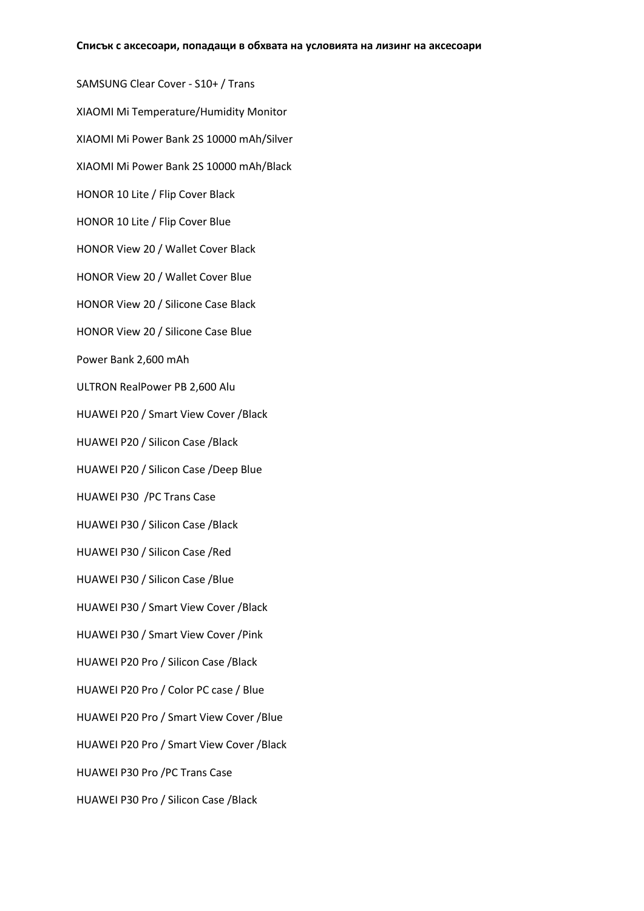**Списък с аксесоари, попадащи в обхвата на условията на лизинг на аксесоари**

SAMSUNG Clear Cover - S10+ / Trans

XIAOMI Mi Temperature/Humidity Monitor

XIAOMI Mi Power Bank 2S 10000 mAh/Silver

XIAOMI Mi Power Bank 2S 10000 mAh/Black

HONOR 10 Lite / Flip Cover Black

HONOR 10 Lite / Flip Cover Blue

HONOR View 20 / Wallet Cover Black

HONOR View 20 / Wallet Cover Blue

HONOR View 20 / Silicone Case Black

HONOR View 20 / Silicone Case Blue

Power Bank 2,600 mAh

ULTRON RealPower PB 2,600 Alu

HUAWEI P20 / Smart View Cover /Black

HUAWEI P20 / Silicon Case /Black

HUAWEI P20 / Silicon Case /Deep Blue

HUAWEI P30 /PC Trans Case

HUAWEI P30 / Silicon Case /Black

HUAWEI P30 / Silicon Case /Red

HUAWEI P30 / Silicon Case /Blue

HUAWEI P30 / Smart View Cover /Black

HUAWEI P30 / Smart View Cover /Pink

HUAWEI P20 Pro / Silicon Case /Black

HUAWEI P20 Pro / Color PC case / Blue

HUAWEI P20 Pro / Smart View Cover /Blue

HUAWEI P20 Pro / Smart View Cover /Black

HUAWEI P30 Pro /PC Trans Case

HUAWEI P30 Pro / Silicon Case /Black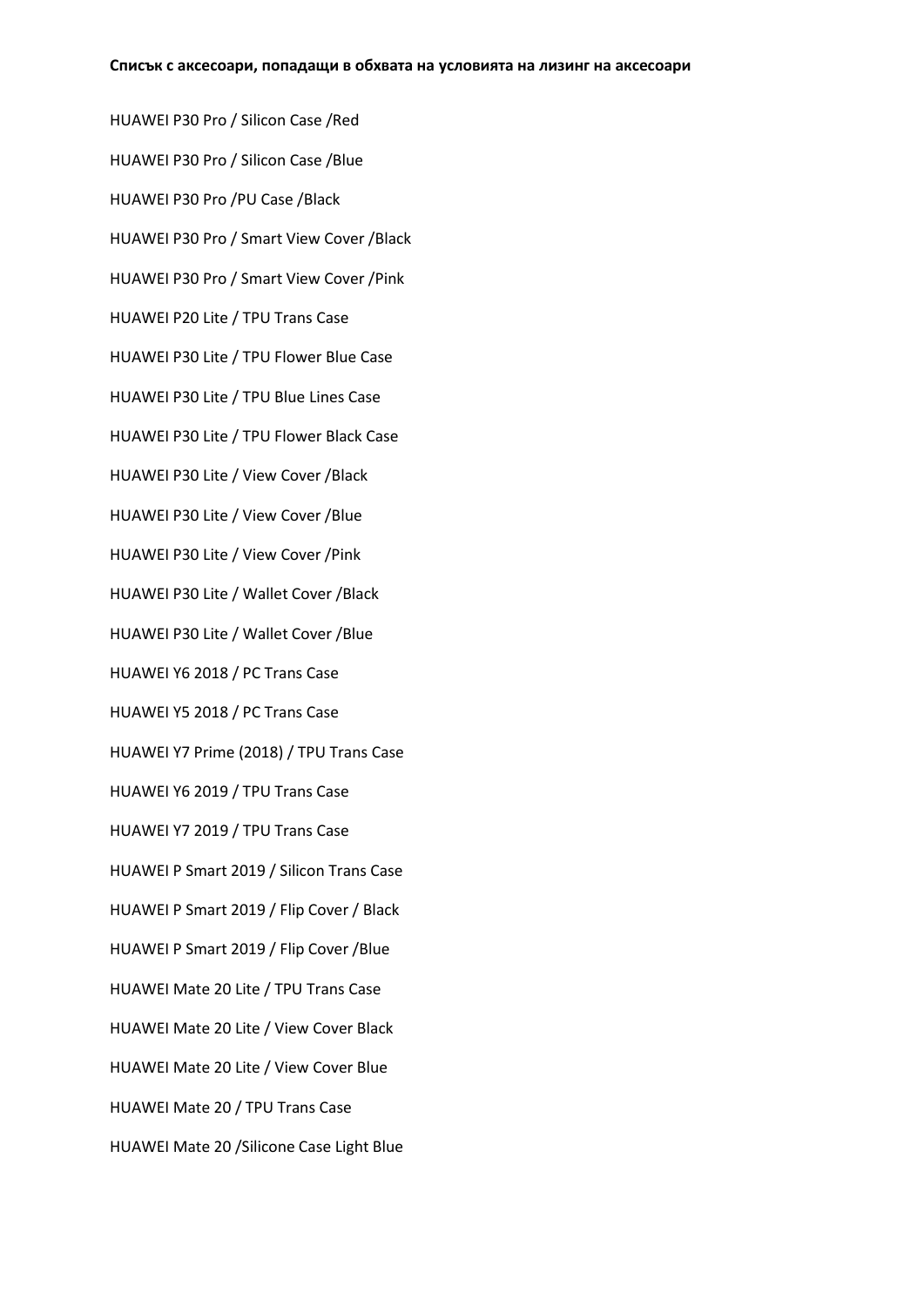**Списък с аксесоари, попадащи в обхвата на условията на лизинг на аксесоари**

HUAWEI P30 Pro / Silicon Case /Red

HUAWEI P30 Pro / Silicon Case /Blue

HUAWEI P30 Pro /PU Case /Black

HUAWEI P30 Pro / Smart View Cover /Black

HUAWEI P30 Pro / Smart View Cover /Pink

HUAWEI P20 Lite / TPU Trans Case

HUAWEI P30 Lite / TPU Flower Blue Case

HUAWEI P30 Lite / TPU Blue Lines Case

HUAWEI P30 Lite / TPU Flower Black Case

HUAWEI P30 Lite / View Cover /Black

HUAWEI P30 Lite / View Cover /Blue

HUAWEI P30 Lite / View Cover /Pink

HUAWEI P30 Lite / Wallet Cover /Black

HUAWEI P30 Lite / Wallet Cover /Blue

HUAWEI Y6 2018 / PC Trans Case

HUAWEI Y5 2018 / PC Trans Case

HUAWEI Y7 Prime (2018) / TPU Trans Case

HUAWEI Y6 2019 / TPU Trans Case

HUAWEI Y7 2019 / TPU Trans Case

HUAWEI P Smart 2019 / Silicon Trans Case

HUAWEI P Smart 2019 / Flip Cover / Black

HUAWEI P Smart 2019 / Flip Cover /Blue

HUAWEI Mate 20 Lite / TPU Trans Case

HUAWEI Mate 20 Lite / View Cover Black

HUAWEI Mate 20 Lite / View Cover Blue

HUAWEI Mate 20 / TPU Trans Case

HUAWEI Mate 20 /Silicone Case Light Blue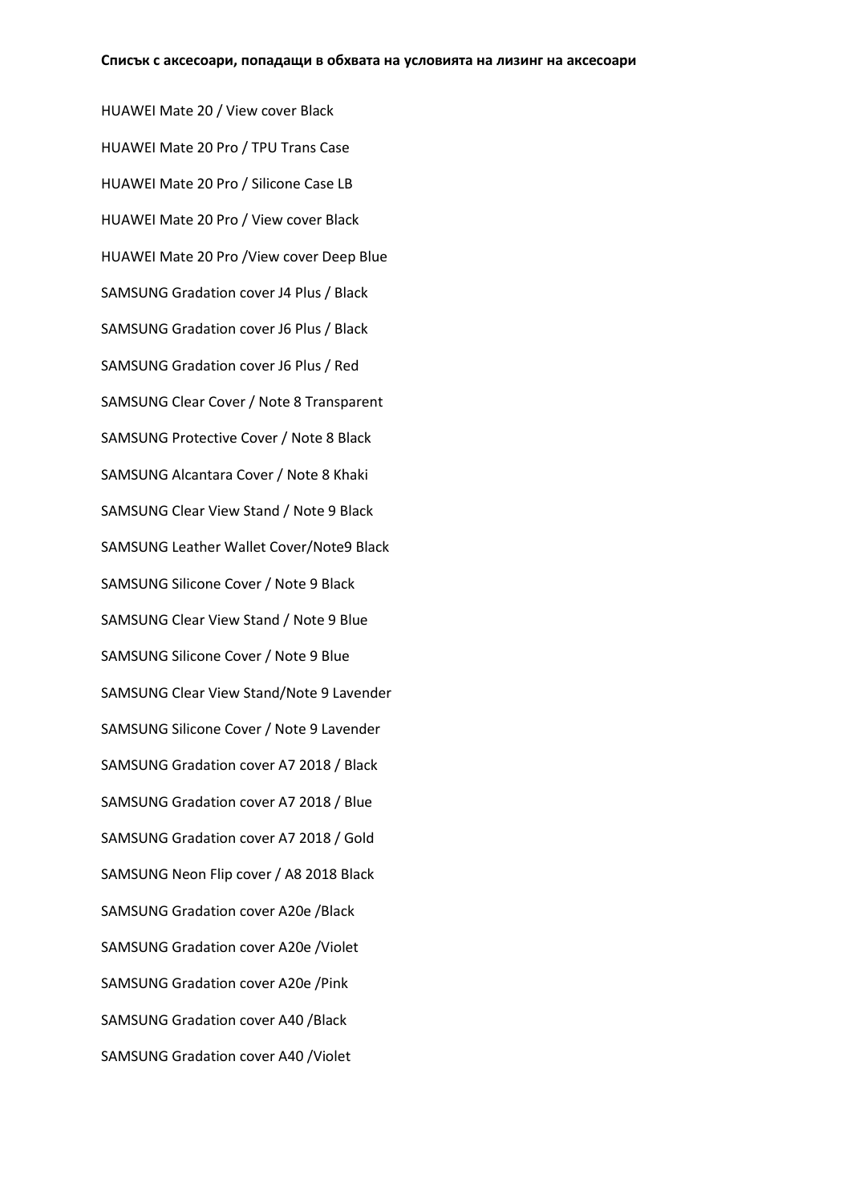**Списък с аксесоари, попадащи в обхвата на условията на лизинг на аксесоари**

HUAWEI Mate 20 / View cover Black

HUAWEI Mate 20 Pro / TPU Trans Case

HUAWEI Mate 20 Pro / Silicone Case LB

HUAWEI Mate 20 Pro / View cover Black

HUAWEI Mate 20 Pro /View cover Deep Blue

SAMSUNG Gradation cover J4 Plus / Black

SAMSUNG Gradation cover J6 Plus / Black

SAMSUNG Gradation cover J6 Plus / Red

SAMSUNG Clear Cover / Note 8 Transparent

SAMSUNG Protective Cover / Note 8 Black

SAMSUNG Alcantara Cover / Note 8 Khaki

SAMSUNG Clear View Stand / Note 9 Black

SAMSUNG Leather Wallet Cover/Note9 Black

SAMSUNG Silicone Cover / Note 9 Black

SAMSUNG Clear View Stand / Note 9 Blue

SAMSUNG Silicone Cover / Note 9 Blue

SAMSUNG Clear View Stand/Note 9 Lavender

SAMSUNG Silicone Cover / Note 9 Lavender

SAMSUNG Gradation cover A7 2018 / Black

SAMSUNG Gradation cover A7 2018 / Blue

SAMSUNG Gradation cover A7 2018 / Gold

SAMSUNG Neon Flip cover / A8 2018 Black

SAMSUNG Gradation cover A20e /Black

SAMSUNG Gradation cover A20e /Violet

SAMSUNG Gradation cover A20e /Pink

SAMSUNG Gradation cover A40 /Black

SAMSUNG Gradation cover A40 /Violet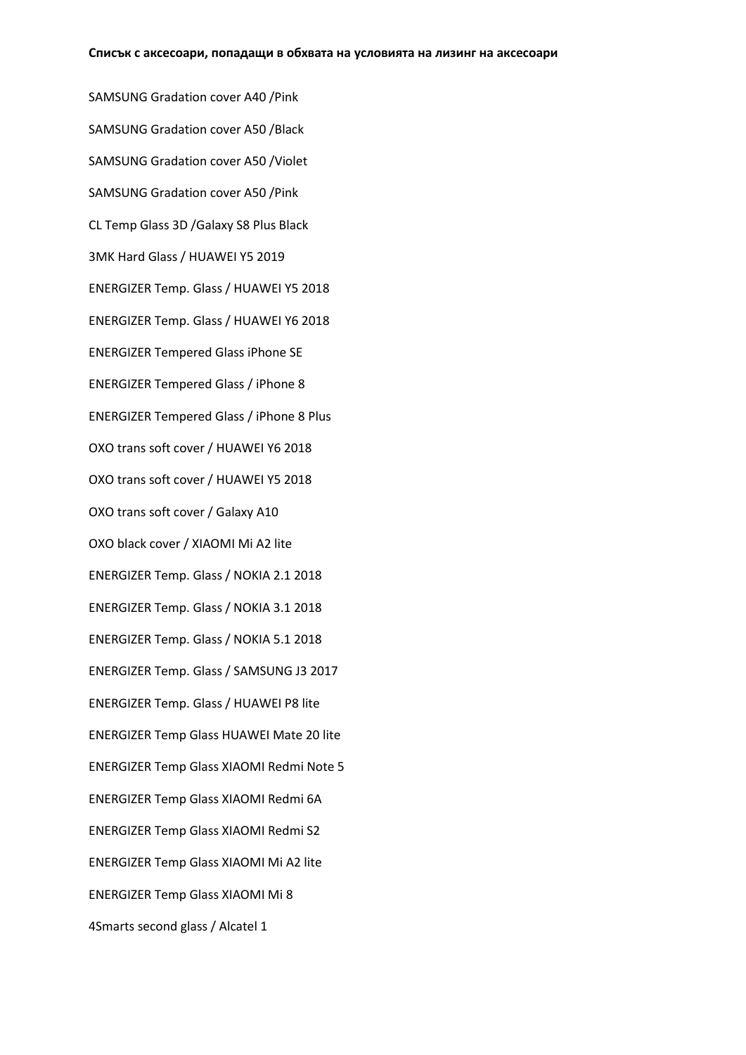**Списък с аксесоари, попадащи в обхвата на условията на лизинг на аксесоари**

SAMSUNG Gradation cover A40 /Pink

SAMSUNG Gradation cover A50 /Black

SAMSUNG Gradation cover A50 /Violet

SAMSUNG Gradation cover A50 /Pink

CL Temp Glass 3D /Galaxy S8 Plus Black

3MK Hard Glass / HUAWEI Y5 2019

ENERGIZER Temp. Glass / HUAWEI Y5 2018

ENERGIZER Temp. Glass / HUAWEI Y6 2018

ENERGIZER Tempered Glass iPhone SE

ENERGIZER Tempered Glass / iPhone 8

ENERGIZER Tempered Glass / iPhone 8 Plus

OXO trans soft cover / HUAWEI Y6 2018

OXO trans soft cover / HUAWEI Y5 2018

OXO trans soft cover / Galaxy A10

OXO black cover / XIAOMI Mi A2 lite

ENERGIZER Temp. Glass / NOKIA 2.1 2018

ENERGIZER Temp. Glass / NOKIA 3.1 2018

ENERGIZER Temp. Glass / NOKIA 5.1 2018

ENERGIZER Temp. Glass / SAMSUNG J3 2017

ENERGIZER Temp. Glass / HUAWEI P8 lite

ENERGIZER Temp Glass HUAWEI Mate 20 lite

ENERGIZER Temp Glass XIAOMI Redmi Note 5

ENERGIZER Temp Glass XIAOMI Redmi 6A

ENERGIZER Temp Glass XIAOMI Redmi S2

ENERGIZER Temp Glass XIAOMI Mi A2 lite

ENERGIZER Temp Glass XIAOMI Mi 8

4Smarts second glass / Alcatel 1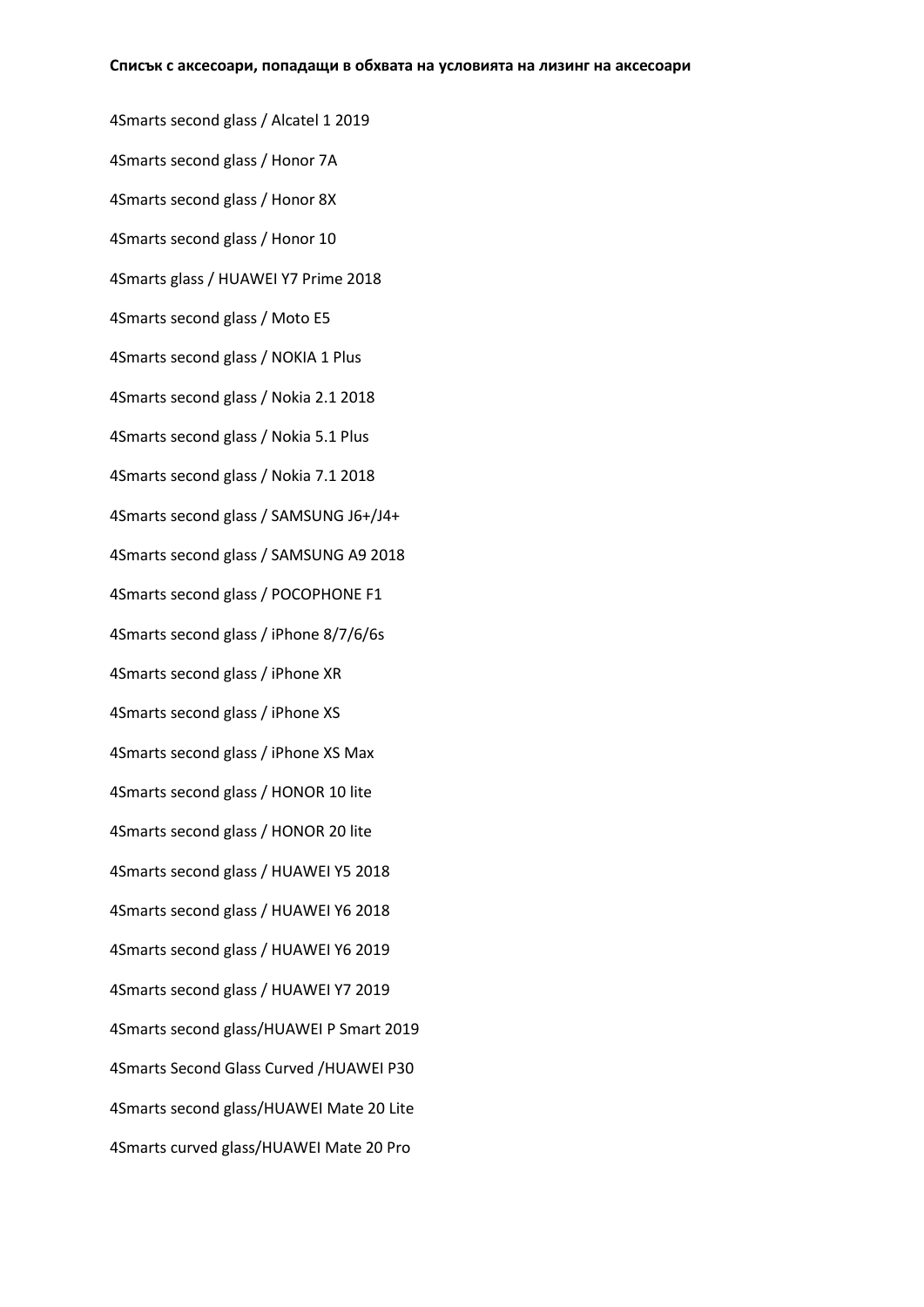**Списък с аксесоари, попадащи в обхвата на условията на лизинг на аксесоари**

4Smarts second glass / Alcatel 1 2019

4Smarts second glass / Honor 7A

4Smarts second glass / Honor 8X

4Smarts second glass / Honor 10

4Smarts glass / HUAWEI Y7 Prime 2018

4Smarts second glass / Moto E5

4Smarts second glass / NOKIA 1 Plus

4Smarts second glass / Nokia 2.1 2018

4Smarts second glass / Nokia 5.1 Plus

4Smarts second glass / Nokia 7.1 2018

4Smarts second glass / SAMSUNG J6+/J4+

4Smarts second glass / SAMSUNG A9 2018

4Smarts second glass / POCOPHONE F1

4Smarts second glass / iPhone 8/7/6/6s

4Smarts second glass / iPhone XR

4Smarts second glass / iPhone XS

4Smarts second glass / iPhone XS Max

4Smarts second glass / HONOR 10 lite

4Smarts second glass / HONOR 20 lite

4Smarts second glass / HUAWEI Y5 2018

4Smarts second glass / HUAWEI Y6 2018

4Smarts second glass / HUAWEI Y6 2019

4Smarts second glass / HUAWEI Y7 2019

4Smarts second glass/HUAWEI P Smart 2019

4Smarts Second Glass Curved /HUAWEI P30

4Smarts second glass/HUAWEI Mate 20 Lite

4Smarts curved glass/HUAWEI Mate 20 Pro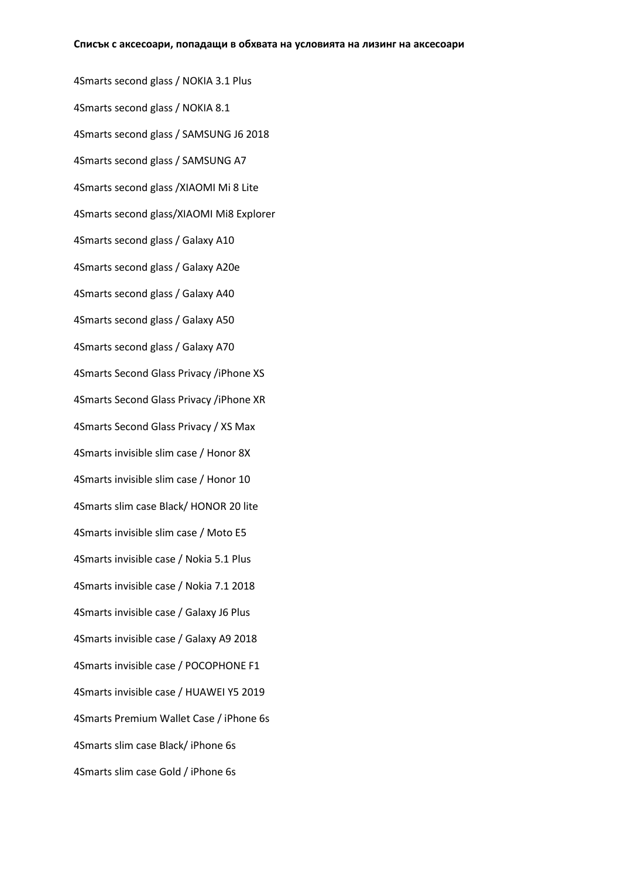**Списък с аксесоари, попадащи в обхвата на условията на лизинг на аксесоари**

4Smarts second glass / NOKIA 3.1 Plus

4Smarts second glass / NOKIA 8.1

4Smarts second glass / SAMSUNG J6 2018

4Smarts second glass / SAMSUNG A7

4Smarts second glass /XIAOMI Mi 8 Lite

4Smarts second glass/XIAOMI Mi8 Explorer

4Smarts second glass / Galaxy A10

4Smarts second glass / Galaxy A20e

4Smarts second glass / Galaxy A40

4Smarts second glass / Galaxy A50

4Smarts second glass / Galaxy A70

4Smarts Second Glass Privacy /iPhone XS

4Smarts Second Glass Privacy /iPhone XR

4Smarts Second Glass Privacy / XS Max

4Smarts invisible slim case / Honor 8X

4Smarts invisible slim case / Honor 10

4Smarts slim case Black/ HONOR 20 lite

4Smarts invisible slim case / Moto E5

4Smarts invisible case / Nokia 5.1 Plus

4Smarts invisible case / Nokia 7.1 2018

4Smarts invisible case / Galaxy J6 Plus

4Smarts invisible case / Galaxy A9 2018

4Smarts invisible case / POCOPHONE F1

4Smarts invisible case / HUAWEI Y5 2019

4Smarts Premium Wallet Case / iPhone 6s

4Smarts slim case Black/ iPhone 6s

4Smarts slim case Gold / iPhone 6s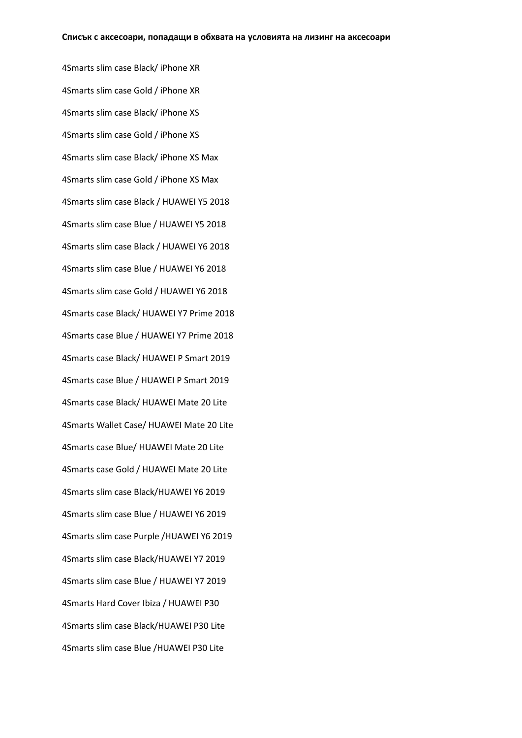**Списък с аксесоари, попадащи в обхвата на условията на лизинг на аксесоари**

4Smarts slim case Black/ iPhone XR

4Smarts slim case Gold / iPhone XR

4Smarts slim case Black/ iPhone XS

4Smarts slim case Gold / iPhone XS

4Smarts slim case Black/ iPhone XS Max

4Smarts slim case Gold / iPhone XS Max

4Smarts slim case Black / HUAWEI Y5 2018

4Smarts slim case Blue / HUAWEI Y5 2018

4Smarts slim case Black / HUAWEI Y6 2018

4Smarts slim case Blue / HUAWEI Y6 2018

4Smarts slim case Gold / HUAWEI Y6 2018

4Smarts case Black/ HUAWEI Y7 Prime 2018

4Smarts case Blue / HUAWEI Y7 Prime 2018

4Smarts case Black/ HUAWEI P Smart 2019

4Smarts case Blue / HUAWEI P Smart 2019

4Smarts case Black/ HUAWEI Mate 20 Lite

4Smarts Wallet Case/ HUAWEI Mate 20 Lite

4Smarts case Blue/ HUAWEI Mate 20 Lite

4Smarts case Gold / HUAWEI Mate 20 Lite

4Smarts slim case Black/HUAWEI Y6 2019

4Smarts slim case Blue / HUAWEI Y6 2019

4Smarts slim case Purple /HUAWEI Y6 2019

4Smarts slim case Black/HUAWEI Y7 2019

4Smarts slim case Blue / HUAWEI Y7 2019

4Smarts Hard Cover Ibiza / HUAWEI P30

4Smarts slim case Black/HUAWEI P30 Lite

4Smarts slim case Blue /HUAWEI P30 Lite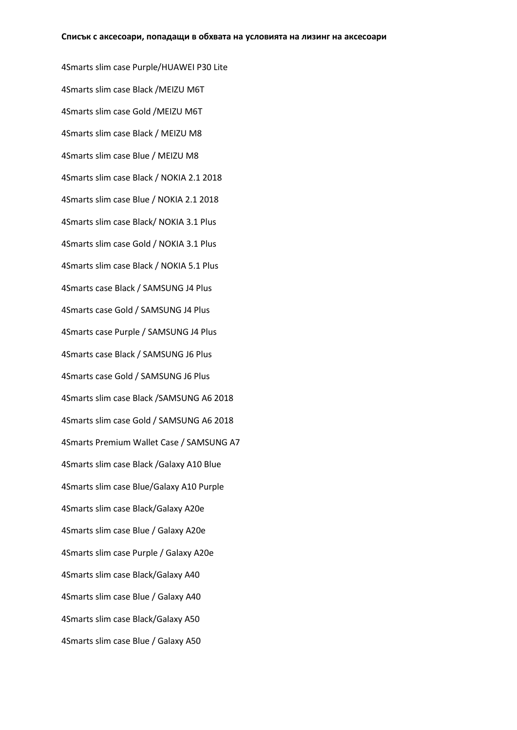**Списък с аксесоари, попадащи в обхвата на условията на лизинг на аксесоари**

4Smarts slim case Purple/HUAWEI P30 Lite

4Smarts slim case Black /MEIZU M6T

4Smarts slim case Gold /MEIZU M6T

4Smarts slim case Black / MEIZU M8

4Smarts slim case Blue / MEIZU M8

4Smarts slim case Black / NOKIA 2.1 2018

4Smarts slim case Blue / NOKIA 2.1 2018

4Smarts slim case Black/ NOKIA 3.1 Plus

4Smarts slim case Gold / NOKIA 3.1 Plus

4Smarts slim case Black / NOKIA 5.1 Plus

4Smarts case Black / SAMSUNG J4 Plus

4Smarts case Gold / SAMSUNG J4 Plus

4Smarts case Purple / SAMSUNG J4 Plus

4Smarts case Black / SAMSUNG J6 Plus

4Smarts case Gold / SAMSUNG J6 Plus

4Smarts slim case Black /SAMSUNG A6 2018

4Smarts slim case Gold / SAMSUNG A6 2018

4Smarts Premium Wallet Case / SAMSUNG A7

4Smarts slim case Black /Galaxy A10 Blue

4Smarts slim case Blue/Galaxy A10 Purple

4Smarts slim case Black/Galaxy A20e

4Smarts slim case Blue / Galaxy A20e

4Smarts slim case Purple / Galaxy A20e

4Smarts slim case Black/Galaxy A40

4Smarts slim case Blue / Galaxy A40

4Smarts slim case Black/Galaxy A50

4Smarts slim case Blue / Galaxy A50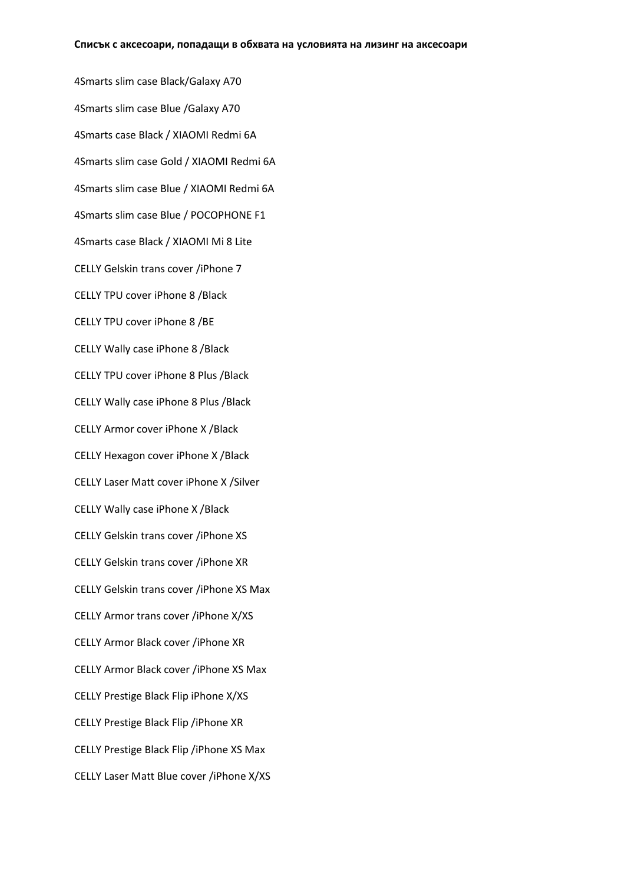**Списък с аксесоари, попадащи в обхвата на условията на лизинг на аксесоари**

4Smarts slim case Black/Galaxy A70

4Smarts slim case Blue /Galaxy A70

4Smarts case Black / XIAOMI Redmi 6A

4Smarts slim case Gold / XIAOMI Redmi 6A

4Smarts slim case Blue / XIAOMI Redmi 6A

4Smarts slim case Blue / POCOPHONE F1

4Smarts case Black / XIAOMI Mi 8 Lite

CELLY Gelskin trans cover /iPhone 7

CELLY TPU cover iPhone 8 /Black

CELLY TPU cover iPhone 8 /BE

CELLY Wally case iPhone 8 /Black

CELLY TPU cover iPhone 8 Plus /Black

CELLY Wally case iPhone 8 Plus /Black

CELLY Armor cover iPhone X /Black

CELLY Hexagon cover iPhone X /Black

CELLY Laser Matt cover iPhone X /Silver

CELLY Wally case iPhone X /Black

CELLY Gelskin trans cover /iPhone XS

CELLY Gelskin trans cover /iPhone XR

CELLY Gelskin trans cover /iPhone XS Max

CELLY Armor trans cover /iPhone X/XS

CELLY Armor Black cover /iPhone XR

CELLY Armor Black cover /iPhone XS Max

CELLY Prestige Black Flip iPhone X/XS

CELLY Prestige Black Flip /iPhone XR

CELLY Prestige Black Flip /iPhone XS Max

CELLY Laser Matt Blue cover /iPhone X/XS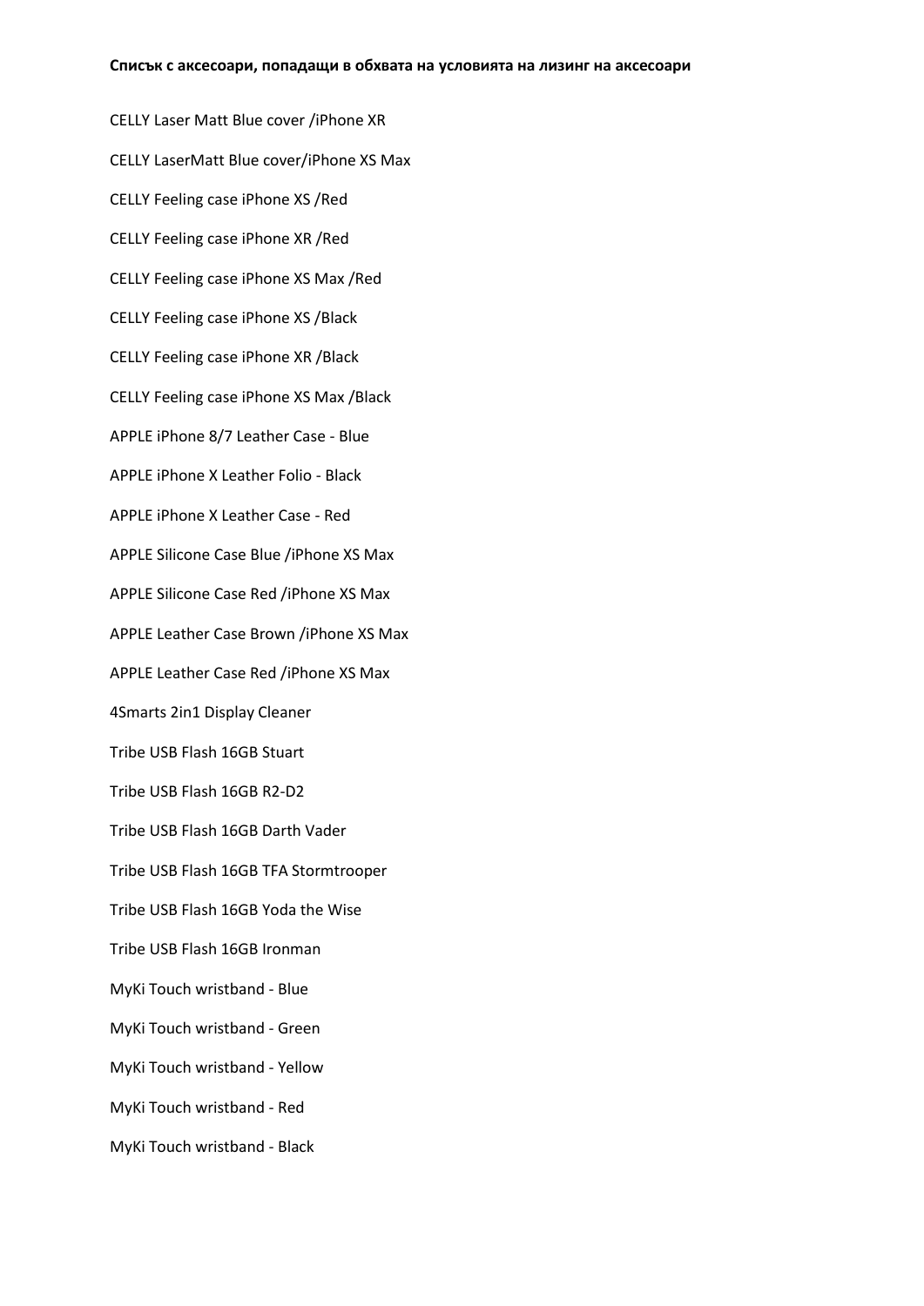**Списък с аксесоари, попадащи в обхвата на условията на лизинг на аксесоари**

CELLY Laser Matt Blue cover /iPhone XR

CELLY LaserMatt Blue cover/iPhone XS Max

CELLY Feeling case iPhone XS /Red

CELLY Feeling case iPhone XR /Red

CELLY Feeling case iPhone XS Max /Red

CELLY Feeling case iPhone XS /Black

CELLY Feeling case iPhone XR /Black

CELLY Feeling case iPhone XS Max /Black

APPLE iPhone 8/7 Leather Case - Blue

APPLE iPhone X Leather Folio - Black

APPLE iPhone X Leather Case - Red

APPLE Silicone Case Blue /iPhone XS Max

APPLE Silicone Case Red /iPhone XS Max

APPLE Leather Case Brown /iPhone XS Max

APPLE Leather Case Red /iPhone XS Max

4Smarts 2in1 Display Cleaner

Tribe USB Flash 16GB Stuart

Tribe USB Flash 16GB R2-D2

Tribe USB Flash 16GB Darth Vader

Tribe USB Flash 16GB TFA Stormtrooper

Tribe USB Flash 16GB Yoda the Wise

Tribe USB Flash 16GB Ironman

MyKi Touch wristband - Blue

MyKi Touch wristband - Green

MyKi Touch wristband - Yellow

MyKi Touch wristband - Red

MyKi Touch wristband - Black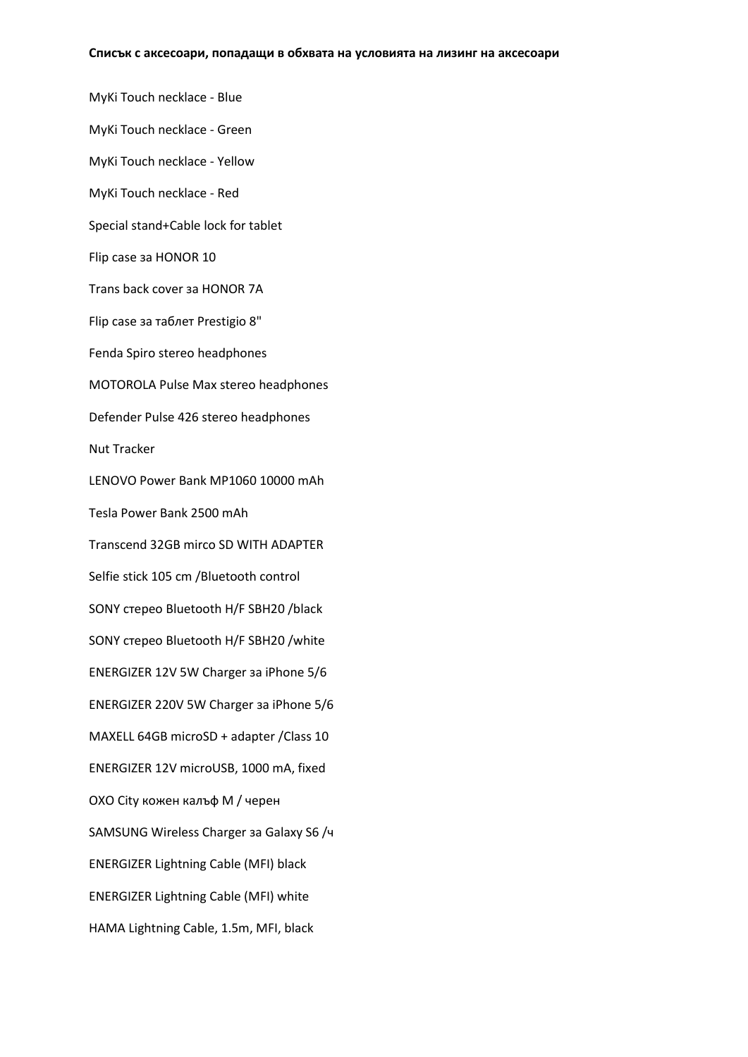**Списък с аксесоари, попадащи в обхвата на условията на лизинг на аксесоари**

MyKi Touch necklace - Blue

MyKi Touch necklace - Green

MyKi Touch necklace - Yellow

MyKi Touch necklace - Red

Special stand+Cable lock for tablet

Flip case за HONOR 10

Trans back cover за HONOR 7A

Flip case за таблет Prestigio 8"

Fenda Spiro stereo headphones

MOTOROLA Pulse Max stereo headphones

Defender Pulse 426 stereo headphones

Nut Tracker

LENOVO Power Bank MP1060 10000 mAh

Tesla Power Bank 2500 mAh

Transcend 32GB mirco SD WITH ADAPTER

Selfie stick 105 cm /Bluetooth control

SONY стерео Bluetooth H/F SBH20 /black

SONY стерео Bluetooth H/F SBH20 /white

ENERGIZER 12V 5W Charger за iPhone 5/6

ENERGIZER 220V 5W Charger за iPhone 5/6

MAXELL 64GB microSD + adapter /Class 10

ENERGIZER 12V microUSB, 1000 mA, fixed

OXO City кожен калъф M / черен

SAMSUNG Wireless Charger за Galaxy S6 /ч

ENERGIZER Lightning Cable (MFI) black

ENERGIZER Lightning Cable (MFI) white

HAMA Lightning Cable, 1.5m, MFI, black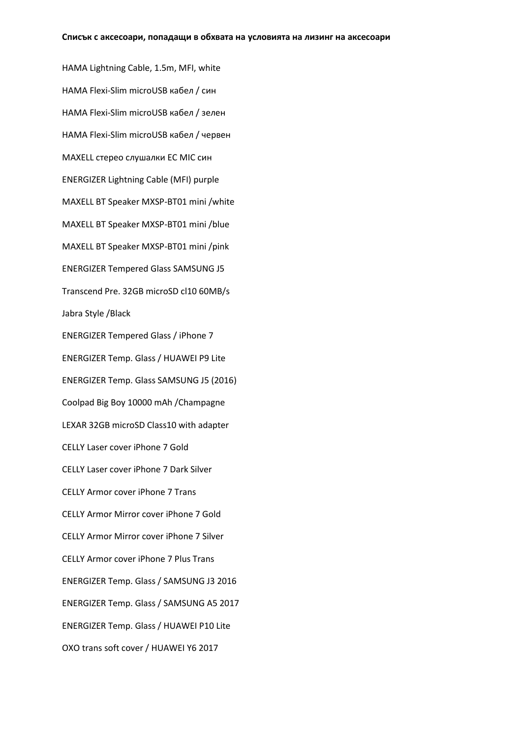**Списък с аксесоари, попадащи в обхвата на условията на лизинг на аксесоари**

HAMA Lightning Cable, 1.5m, MFI, white

HAMA Flexi-Slim microUSB кабел / син

HAMA Flexi-Slim microUSB кабел / зелен

HAMA Flexi-Slim microUSB кабел / червен

MAXELL стерео слушалки EC MIC син

ENERGIZER Lightning Cable (MFI) purple

MAXELL BT Speaker MXSP-BT01 mini /white

MAXELL BT Speaker MXSP-BT01 mini /blue

MAXELL BT Speaker MXSP-BT01 mini /pink

ENERGIZER Tempered Glass SAMSUNG J5

Transcend Pre. 32GB microSD cl10 60MB/s

Jabra Style /Black

ENERGIZER Tempered Glass / iPhone 7

ENERGIZER Temp. Glass / HUAWEI P9 Lite

ENERGIZER Temp. Glass SAMSUNG J5 (2016)

Coolpad Big Boy 10000 mAh /Champagne

LEXAR 32GB microSD Class10 with adapter

CELLY Laser cover iPhone 7 Gold

CELLY Laser cover iPhone 7 Dark Silver

CELLY Armor cover iPhone 7 Trans

CELLY Armor Mirror cover iPhone 7 Gold

CELLY Armor Mirror cover iPhone 7 Silver

CELLY Armor cover iPhone 7 Plus Trans

ENERGIZER Temp. Glass / SAMSUNG J3 2016

ENERGIZER Temp. Glass / SAMSUNG A5 2017

ENERGIZER Temp. Glass / HUAWEI P10 Lite

OXO trans soft cover / HUAWEI Y6 2017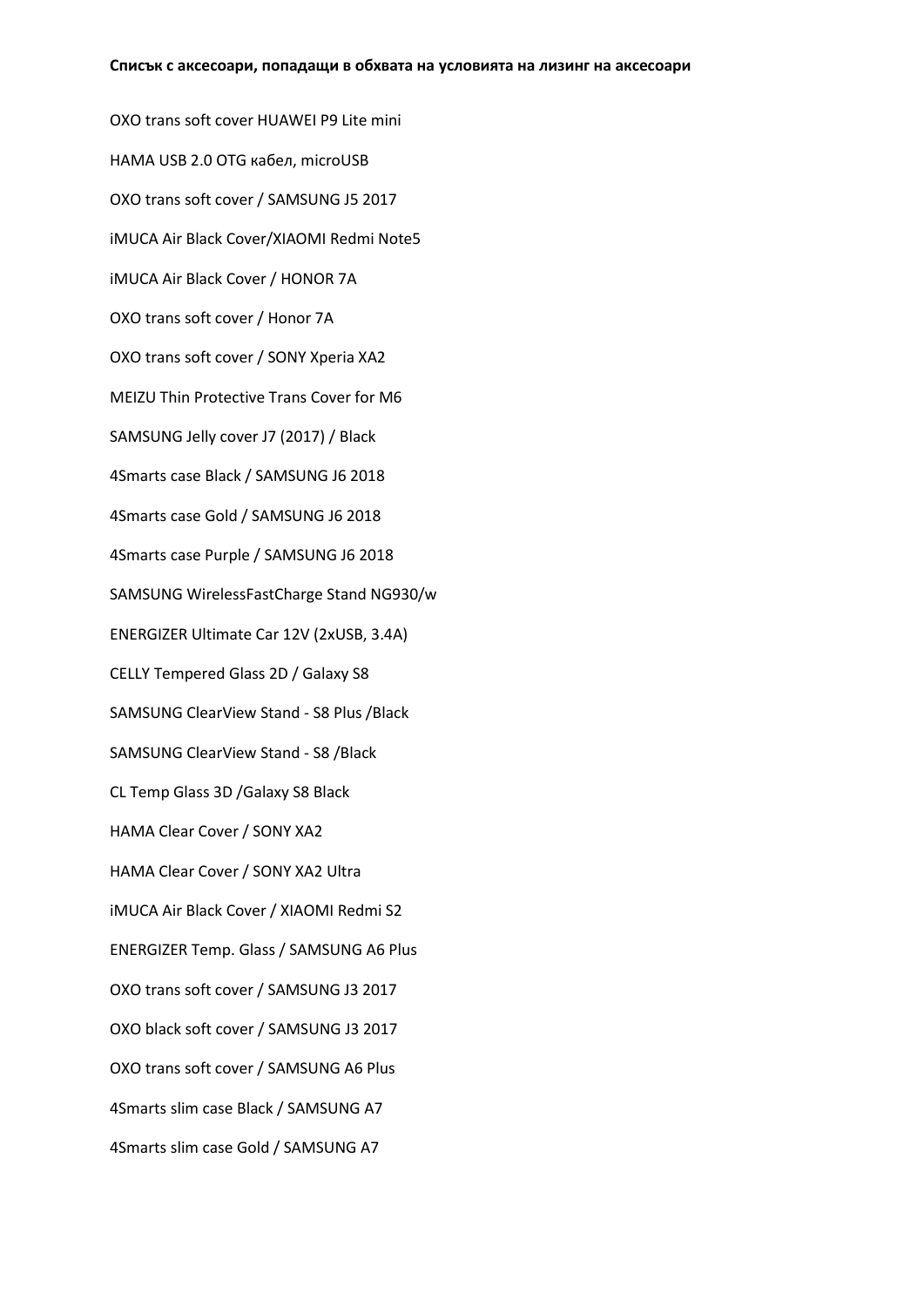**Списък с аксесоари, попадащи в обхвата на условията на лизинг на аксесоари**

OXO trans soft cover HUAWEI P9 Lite mini

HAMA USB 2.0 OTG кабел, microUSB

OXO trans soft cover / SAMSUNG J5 2017

iMUCA Air Black Cover/XIAOMI Redmi Note5

iMUCA Air Black Cover / HONOR 7A

OXO trans soft cover / Honor 7A

OXO trans soft cover / SONY Xperia XA2

MEIZU Thin Protective Trans Cover for M6

SAMSUNG Jelly cover J7 (2017) / Black

4Smarts case Black / SAMSUNG J6 2018

4Smarts case Gold / SAMSUNG J6 2018

4Smarts case Purple / SAMSUNG J6 2018

SAMSUNG WirelessFastCharge Stand NG930/w

ENERGIZER Ultimate Car 12V (2xUSB, 3.4A)

CELLY Tempered Glass 2D / Galaxy S8

SAMSUNG ClearView Stand - S8 Plus /Black

SAMSUNG ClearView Stand - S8 /Black

CL Temp Glass 3D /Galaxy S8 Black

HAMA Clear Cover / SONY XA2

HAMA Clear Cover / SONY XA2 Ultra

iMUCA Air Black Cover / XIAOMI Redmi S2

ENERGIZER Temp. Glass / SAMSUNG A6 Plus

OXO trans soft cover / SAMSUNG J3 2017

OXO black soft cover / SAMSUNG J3 2017

OXO trans soft cover / SAMSUNG A6 Plus

4Smarts slim case Black / SAMSUNG A7

4Smarts slim case Gold / SAMSUNG A7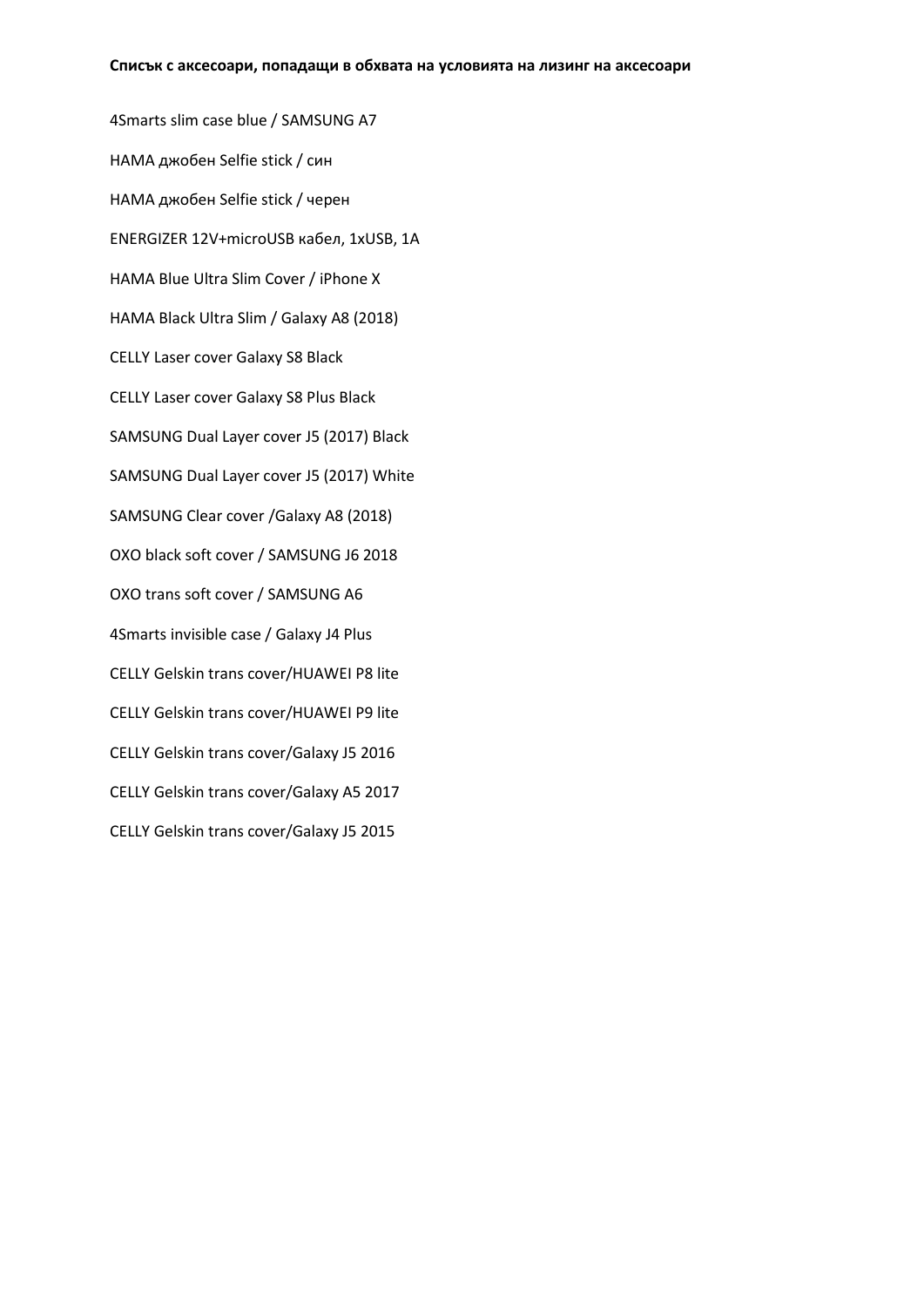**Списък с аксесоари, попадащи в обхвата на условията на лизинг на аксесоари**

4Smarts slim case blue / SAMSUNG A7

HAMA джобен Selfie stick / син

HAMA джобен Selfie stick / черен

ENERGIZER 12V+microUSB кабел, 1xUSB, 1A

HAMA Blue Ultra Slim Cover / iPhone X

HAMA Black Ultra Slim / Galaxy A8 (2018)

CELLY Laser cover Galaxy S8 Black

CELLY Laser cover Galaxy S8 Plus Black

SAMSUNG Dual Layer cover J5 (2017) Black

SAMSUNG Dual Layer cover J5 (2017) White

SAMSUNG Clear cover /Galaxy A8 (2018)

OXO black soft cover / SAMSUNG J6 2018

OXO trans soft cover / SAMSUNG A6

4Smarts invisible case / Galaxy J4 Plus

CELLY Gelskin trans cover/HUAWEI P8 lite

CELLY Gelskin trans cover/HUAWEI P9 lite

CELLY Gelskin trans cover/Galaxy J5 2016

CELLY Gelskin trans cover/Galaxy A5 2017

CELLY Gelskin trans cover/Galaxy J5 2015